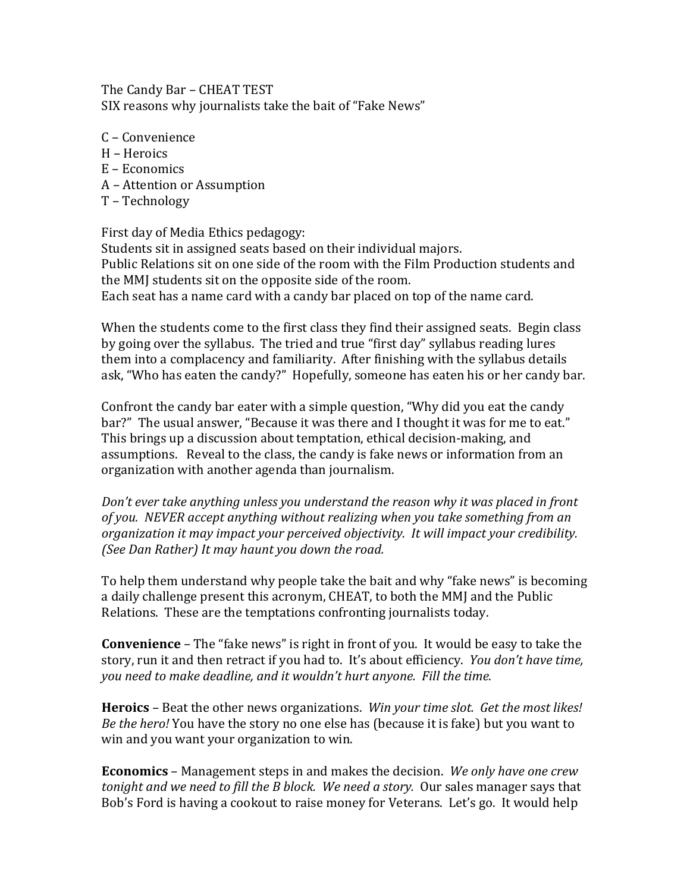The Candy Bar – CHEAT TEST
SIX reasons why journalists take the bait of "Fake News"

C – Convenience
H – Heroics
E – Economics
A – Attention or Assumption
T – Technology

First day of Media Ethics pedagogy:
Students sit in assigned seats based on their individual majors.
Public Relations sit on one side of the room with the Film Production students and the MMJ students sit on the opposite side of the room.
Each seat has a name card with a candy bar placed on top of the name card.

When the students come to the first class they find their assigned seats. Begin class by going over the syllabus. The tried and true "first day" syllabus reading lures them into a complacency and familiarity. After finishing with the syllabus details ask, "Who has eaten the candy?" Hopefully, someone has eaten his or her candy bar.

Confront the candy bar eater with a simple question, "Why did you eat the candy bar?" The usual answer, "Because it was there and I thought it was for me to eat." This brings up a discussion about temptation, ethical decision-making, and assumptions. Reveal to the class, the candy is fake news or information from an organization with another agenda than journalism.

*Don't ever take anything unless you understand the reason why it was placed in front of you. NEVER accept anything without realizing when you take something from an organization it may impact your perceived objectivity. It will impact your credibility. (See Dan Rather) It may haunt you down the road.*

To help them understand why people take the bait and why "fake news" is becoming a daily challenge present this acronym, CHEAT, to both the MMJ and the Public Relations. These are the temptations confronting journalists today.

**Convenience** – The "fake news" is right in front of you. It would be easy to take the story, run it and then retract if you had to. It's about efficiency. *You don't have time, you need to make deadline, and it wouldn't hurt anyone. Fill the time.*

**Heroics** – Beat the other news organizations. *Win your time slot. Get the most likes! Be the hero!* You have the story no one else has (because it is fake) but you want to win and you want your organization to win.

**Economics** – Management steps in and makes the decision. *We only have one crew tonight and we need to fill the B block. We need a story.* Our sales manager says that Bob's Ford is having a cookout to raise money for Veterans. Let's go. It would help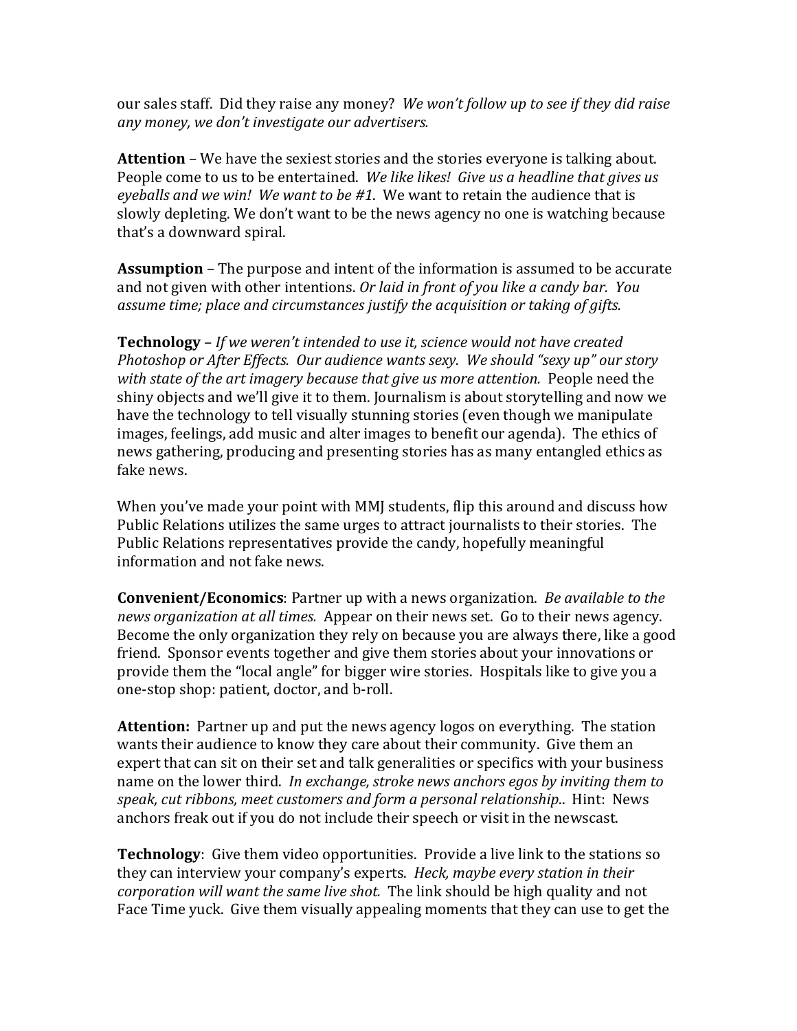our sales staff. Did they raise any money? *We won't follow up to see if they did raise any money, we don't investigate our advertisers.*

**Attention** – We have the sexiest stories and the stories everyone is talking about. People come to us to be entertained. *We like likes! Give us a headline that gives us eyeballs and we win! We want to be #1.* We want to retain the audience that is slowly depleting. We don't want to be the news agency no one is watching because that's a downward spiral.

**Assumption** – The purpose and intent of the information is assumed to be accurate and not given with other intentions. *Or laid in front of you like a candy bar. You assume time; place and circumstances justify the acquisition or taking of gifts.*

**Technology** – *If we weren't intended to use it, science would not have created Photoshop or After Effects. Our audience wants sexy. We should "sexy up" our story with state of the art imagery because that give us more attention.* People need the shiny objects and we'll give it to them. Journalism is about storytelling and now we have the technology to tell visually stunning stories (even though we manipulate images, feelings, add music and alter images to benefit our agenda). The ethics of news gathering, producing and presenting stories has as many entangled ethics as fake news.

When you've made your point with MMJ students, flip this around and discuss how Public Relations utilizes the same urges to attract journalists to their stories. The Public Relations representatives provide the candy, hopefully meaningful information and not fake news.

**Convenient/Economics**: Partner up with a news organization. *Be available to the news organization at all times.* Appear on their news set. Go to their news agency. Become the only organization they rely on because you are always there, like a good friend. Sponsor events together and give them stories about your innovations or provide them the "local angle" for bigger wire stories. Hospitals like to give you a one-stop shop: patient, doctor, and b-roll.

**Attention:** Partner up and put the news agency logos on everything. The station wants their audience to know they care about their community. Give them an expert that can sit on their set and talk generalities or specifics with your business name on the lower third. *In exchange, stroke news anchors egos by inviting them to speak, cut ribbons, meet customers and form a personal relationship..* Hint: News anchors freak out if you do not include their speech or visit in the newscast.

**Technology**: Give them video opportunities. Provide a live link to the stations so they can interview your company's experts. *Heck, maybe every station in their corporation will want the same live shot.* The link should be high quality and not Face Time yuck. Give them visually appealing moments that they can use to get the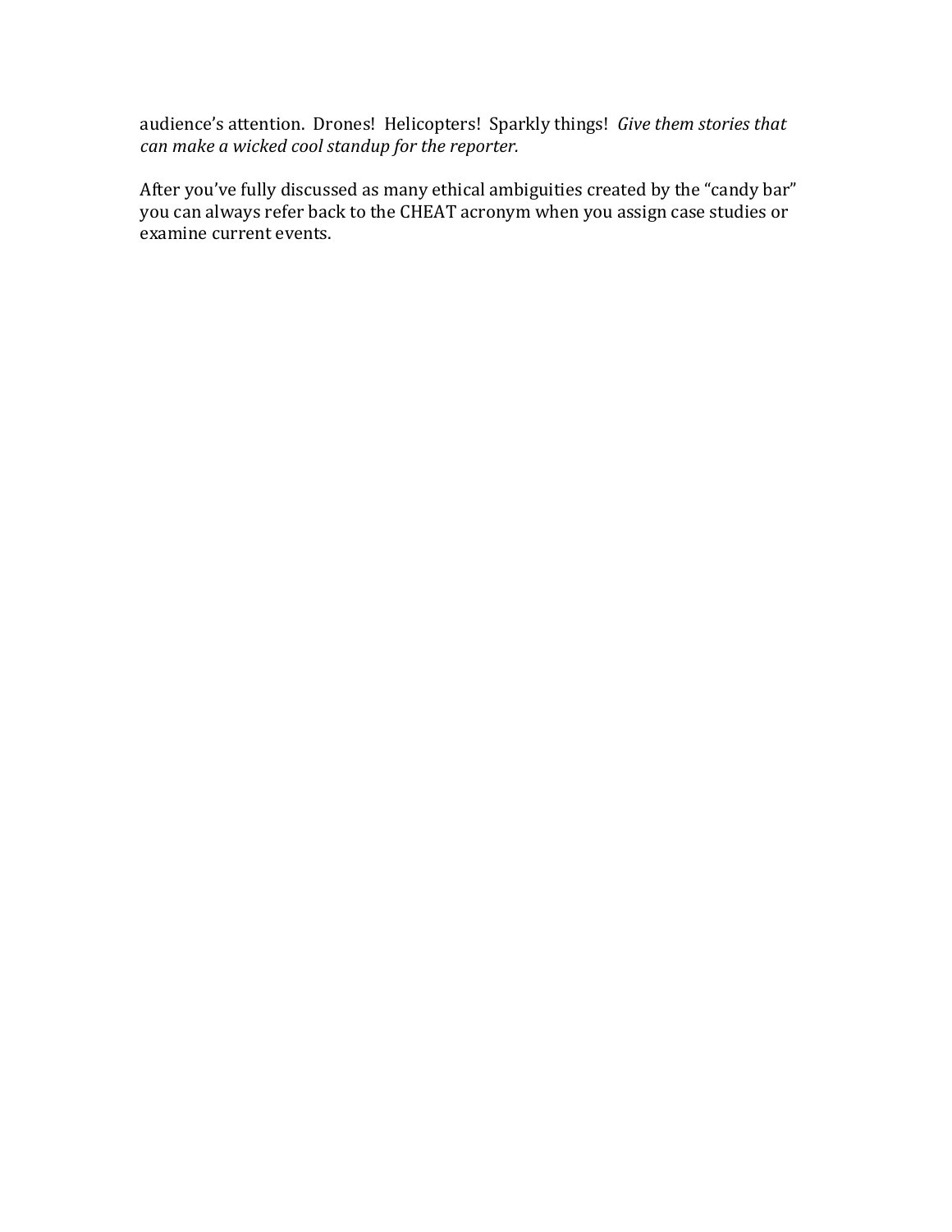audience's attention. Drones! Helicopters! Sparkly things! *Give them stories that can make a wicked cool standup for the reporter.*

After you've fully discussed as many ethical ambiguities created by the "candy bar" you can always refer back to the CHEAT acronym when you assign case studies or examine current events.